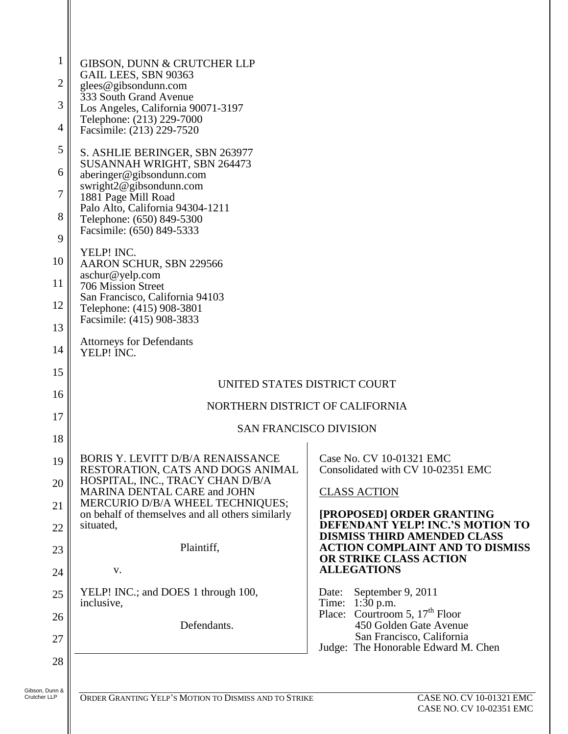GIBSON, DUNN & CRUTCHER LLP
GAIL LEES, SBN 90363
glees@gibsondunn.com
333 South Grand Avenue
Los Angeles, California 90071-3197
Telephone: (213) 229-7000
Facsimile: (213) 229-7520

S. ASHLIE BERINGER, SBN 263977
SUSANNAH WRIGHT, SBN 264473
aberinger@gibsondunn.com
swright2@gibsondunn.com
1881 Page Mill Road
Palo Alto, California 94304-1211
Telephone: (650) 849-5300
Facsimile: (650) 849-5333

YELP! INC.
AARON SCHUR, SBN 229566
aschur@yelp.com
706 Mission Street
San Francisco, California 94103
Telephone: (415) 908-3801
Facsimile: (415) 908-3833

Attorneys for Defendants
YELP! INC.

UNITED STATES DISTRICT COURT

NORTHERN DISTRICT OF CALIFORNIA

SAN FRANCISCO DIVISION

BORIS Y. LEVITT D/B/A RENAISSANCE RESTORATION, CATS AND DOGS ANIMAL HOSPITAL, INC., TRACY CHAN D/B/A MARINA DENTAL CARE and JOHN MERCURIO D/B/A WHEEL TECHNIQUES; on behalf of themselves and all others similarly situated,

Plaintiff,

v.

YELP! INC.; and DOES 1 through 100, inclusive,

Defendants.

Case No. CV 10-01321 EMC
Consolidated with CV 10-02351 EMC

CLASS ACTION

**[PROPOSED] ORDER GRANTING DEFENDANT YELP! INC.'S MOTION TO DISMISS THIRD AMENDED CLASS ACTION COMPLAINT AND TO DISMISS OR STRIKE CLASS ACTION ALLEGATIONS**

Date: September 9, 2011
Time: 1:30 p.m.
Place: Courtroom 5, 17th Floor
450 Golden Gate Avenue
San Francisco, California
Judge: The Honorable Edward M. Chen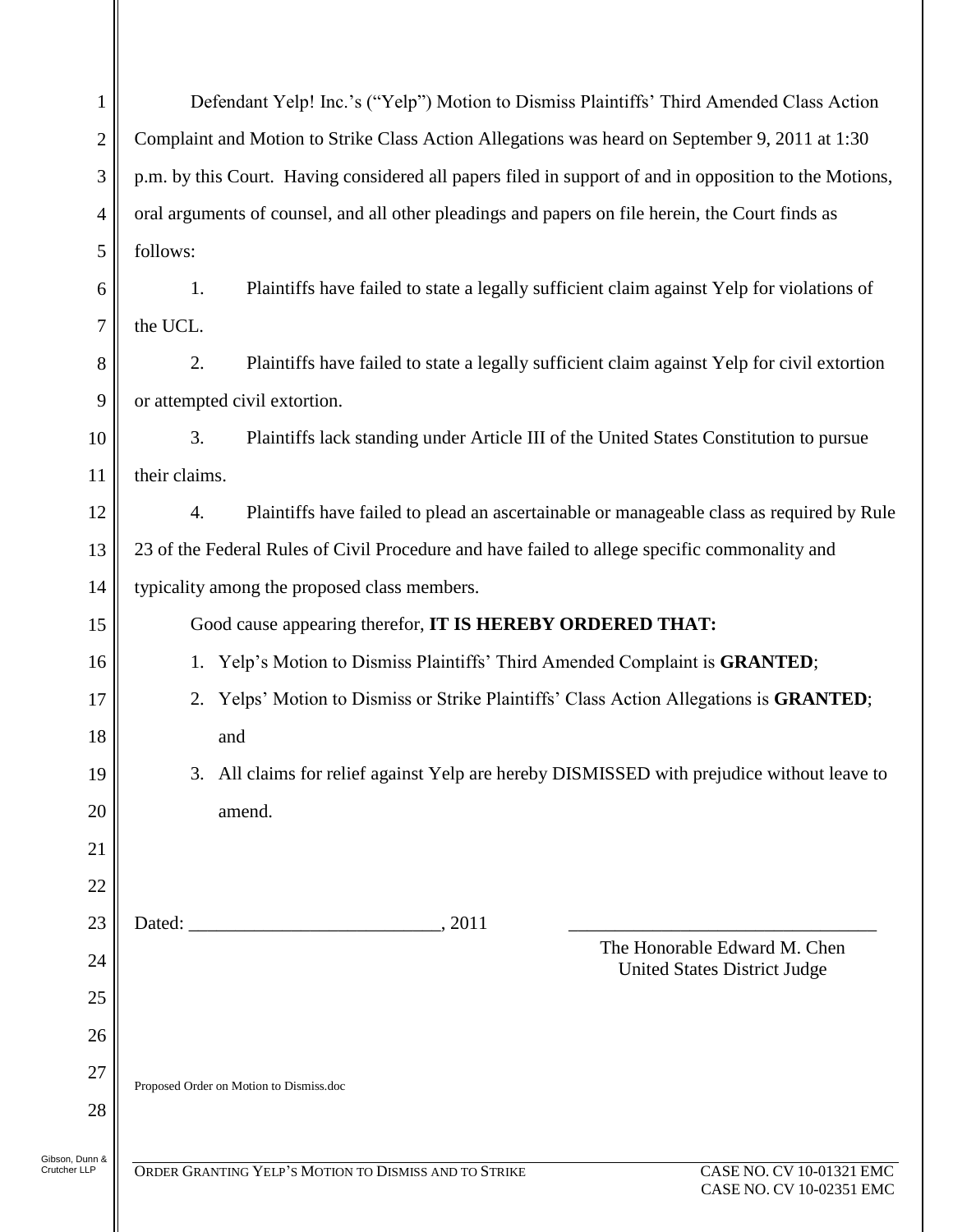Defendant Yelp! Inc.'s ("Yelp") Motion to Dismiss Plaintiffs' Third Amended Class Action Complaint and Motion to Strike Class Action Allegations was heard on September 9, 2011 at 1:30 p.m. by this Court. Having considered all papers filed in support of and in opposition to the Motions, oral arguments of counsel, and all other pleadings and papers on file herein, the Court finds as follows:

1. Plaintiffs have failed to state a legally sufficient claim against Yelp for violations of the UCL.

2. Plaintiffs have failed to state a legally sufficient claim against Yelp for civil extortion or attempted civil extortion.

3. Plaintiffs lack standing under Article III of the United States Constitution to pursue their claims.

4. Plaintiffs have failed to plead an ascertainable or manageable class as required by Rule 23 of the Federal Rules of Civil Procedure and have failed to allege specific commonality and typicality among the proposed class members.

Good cause appearing therefor, **IT IS HEREBY ORDERED THAT:**

1. Yelp's Motion to Dismiss Plaintiffs' Third Amended Complaint is **GRANTED**;
2. Yelps' Motion to Dismiss or Strike Plaintiffs' Class Action Allegations is **GRANTED**; and
3. All claims for relief against Yelp are hereby DISMISSED with prejudice without leave to amend.

Dated: ___________________________, 2011

___________________________________
The Honorable Edward M. Chen
United States District Judge

Proposed Order on Motion to Dismiss.doc

Gibson, Dunn & Crutcher LLP

ORDER GRANTING YELP'S MOTION TO DISMISS AND TO STRIKE

CASE NO. CV 10-01321 EMC
CASE NO. CV 10-02351 EMC